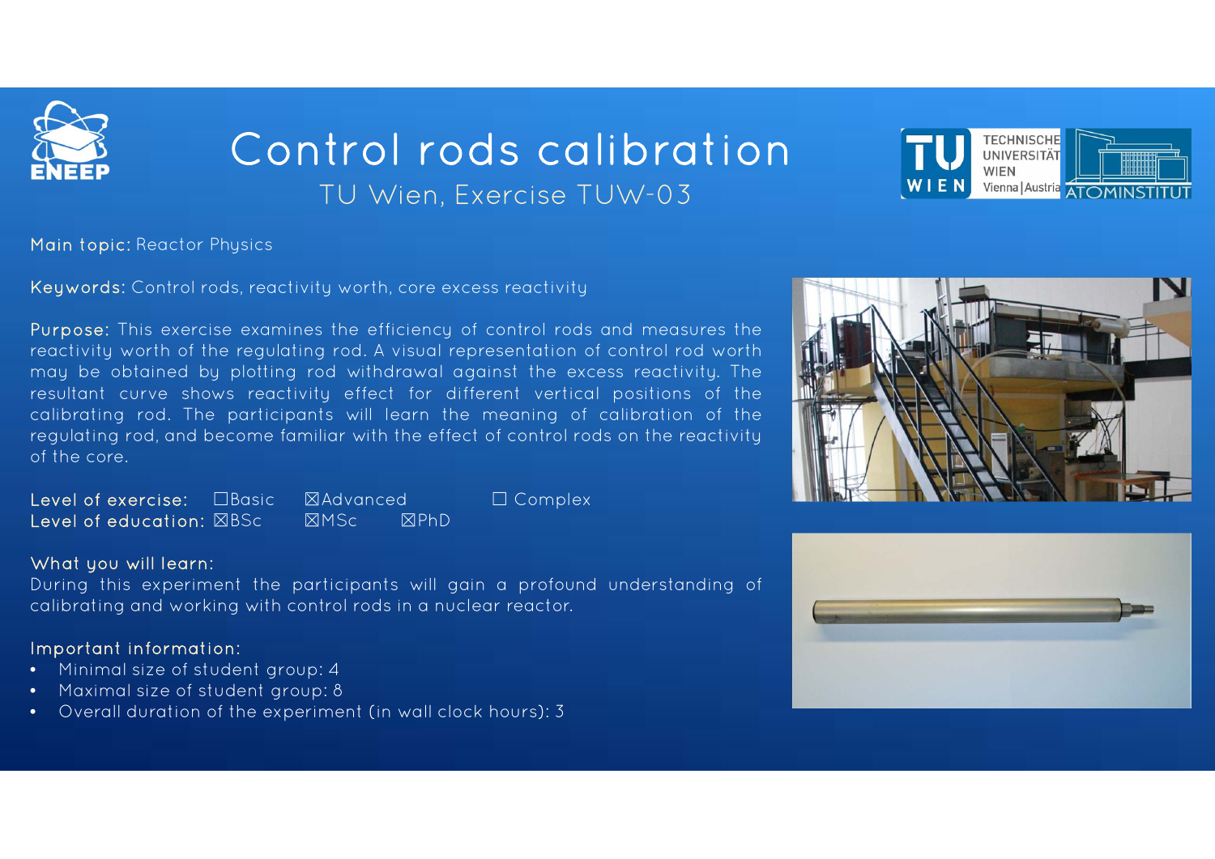# Control rods calibration

## TU Wien, Exercise TUW-03

**Main topic:** Reactor Physics

**Keywords:** Control rods, reactivity worth, core excess reactivity

**Purpose:** This exercise examines the efficiency of control rods and measures the reactivity worth of the regulating rod. A visual representation of control rod worth may be obtained by plotting rod withdrawal against the excess reactivity. The resultant curve shows reactivity effect for different vertical positions of the calibrating rod. The participants will learn the meaning of calibration of the regulating rod, and become familiar with the effect of control rods on the reactivity of the core.

**Level of exercise:** ☐Basic ☒Advanced ☐ Complex
**Level of education:** ☒BSc ☒MSc ☒PhD

**What you will learn:**
During this experiment the participants will gain a profound understanding of calibrating and working with control rods in a nuclear reactor.

**Important information:**

- Minimal size of student group: 4
- Maximal size of student group: 8
- Overall duration of the experiment (in wall clock hours): 3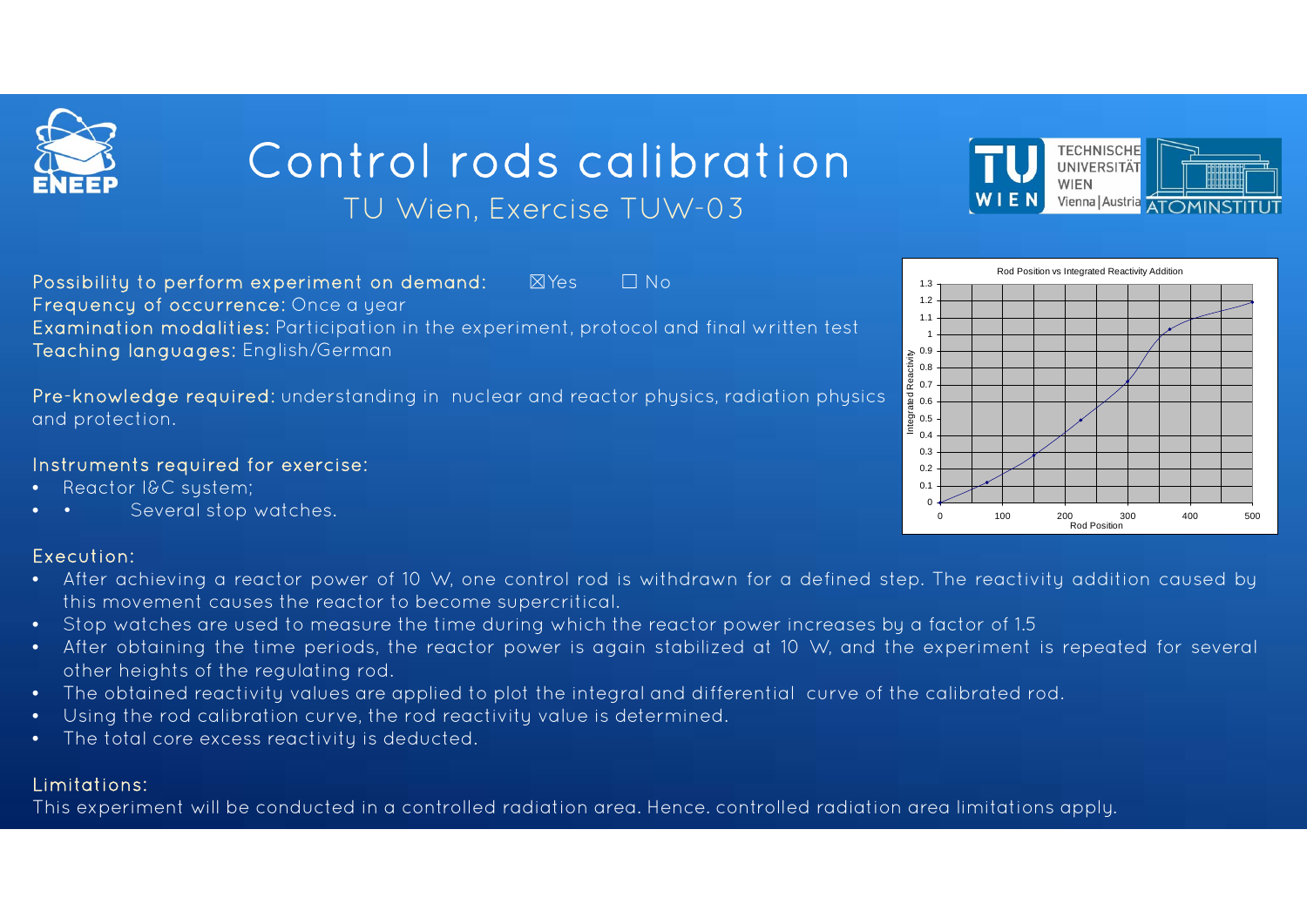# Control rods calibration

## TU Wien, Exercise TUW-03

TECHNISCHE UNIVERSITÄT WIEN Vienna | Austria ATOMINSTITUT

**Possibility to perform experiment on demand:** ☒Yes ☐ No
**Frequency of occurrence:** Once a year
**Examination modalities:** Participation in the experiment, protocol and final written test
**Teaching languages:** English/German

**Pre-knowledge required:** understanding in nuclear and reactor physics, radiation physics and protection.

**Instruments required for exercise:**

- Reactor I&C system;
- • Several stop watches.

Rod Position vs Integrated Reactivity Addition

Integrated Reactivity

1.3
1.2
1.1
1
0.9
0.8
0.7
0.6
0.5
0.4
0.3
0.2
0.1
0

0 100 200 300 400 500

Rod Position

**Execution:**

- After achieving a reactor power of 10 W, one control rod is withdrawn for a defined step. The reactivity addition caused by this movement causes the reactor to become supercritical.
- Stop watches are used to measure the time during which the reactor power increases by a factor of 1.5
- After obtaining the time periods, the reactor power is again stabilized at 10 W, and the experiment is repeated for several other heights of the regulating rod.
- The obtained reactivity values are applied to plot the integral and differential curve of the calibrated rod.
- Using the rod calibration curve, the rod reactivity value is determined.
- The total core excess reactivity is deducted.

**Limitations:**

This experiment will be conducted in a controlled radiation area. Hence. controlled radiation area limitations apply.